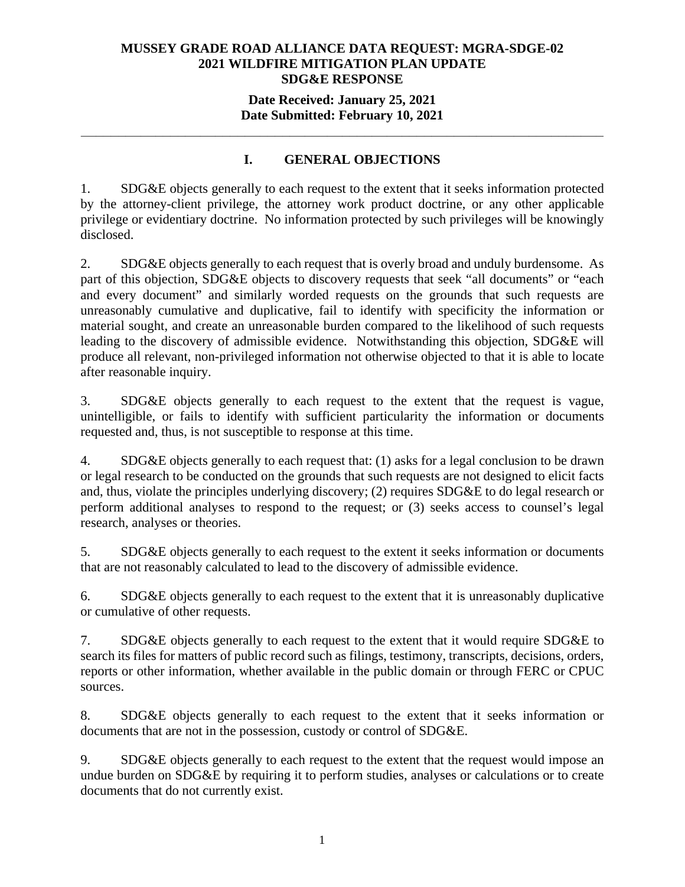**MUSSEY GRADE ROAD ALLIANCE DATA REQUEST: MGRA-SDGE-02**
**2021 WILDFIRE MITIGATION PLAN UPDATE**
**SDG&E RESPONSE**

**Date Received: January 25, 2021**
**Date Submitted: February 10, 2021**

---

## I. GENERAL OBJECTIONS

1. SDG&E objects generally to each request to the extent that it seeks information protected by the attorney-client privilege, the attorney work product doctrine, or any other applicable privilege or evidentiary doctrine. No information protected by such privileges will be knowingly disclosed.

2. SDG&E objects generally to each request that is overly broad and unduly burdensome. As part of this objection, SDG&E objects to discovery requests that seek "all documents" or "each and every document" and similarly worded requests on the grounds that such requests are unreasonably cumulative and duplicative, fail to identify with specificity the information or material sought, and create an unreasonable burden compared to the likelihood of such requests leading to the discovery of admissible evidence. Notwithstanding this objection, SDG&E will produce all relevant, non-privileged information not otherwise objected to that it is able to locate after reasonable inquiry.

3. SDG&E objects generally to each request to the extent that the request is vague, unintelligible, or fails to identify with sufficient particularity the information or documents requested and, thus, is not susceptible to response at this time.

4. SDG&E objects generally to each request that: (1) asks for a legal conclusion to be drawn or legal research to be conducted on the grounds that such requests are not designed to elicit facts and, thus, violate the principles underlying discovery; (2) requires SDG&E to do legal research or perform additional analyses to respond to the request; or (3) seeks access to counsel's legal research, analyses or theories.

5. SDG&E objects generally to each request to the extent it seeks information or documents that are not reasonably calculated to lead to the discovery of admissible evidence.

6. SDG&E objects generally to each request to the extent that it is unreasonably duplicative or cumulative of other requests.

7. SDG&E objects generally to each request to the extent that it would require SDG&E to search its files for matters of public record such as filings, testimony, transcripts, decisions, orders, reports or other information, whether available in the public domain or through FERC or CPUC sources.

8. SDG&E objects generally to each request to the extent that it seeks information or documents that are not in the possession, custody or control of SDG&E.

9. SDG&E objects generally to each request to the extent that the request would impose an undue burden on SDG&E by requiring it to perform studies, analyses or calculations or to create documents that do not currently exist.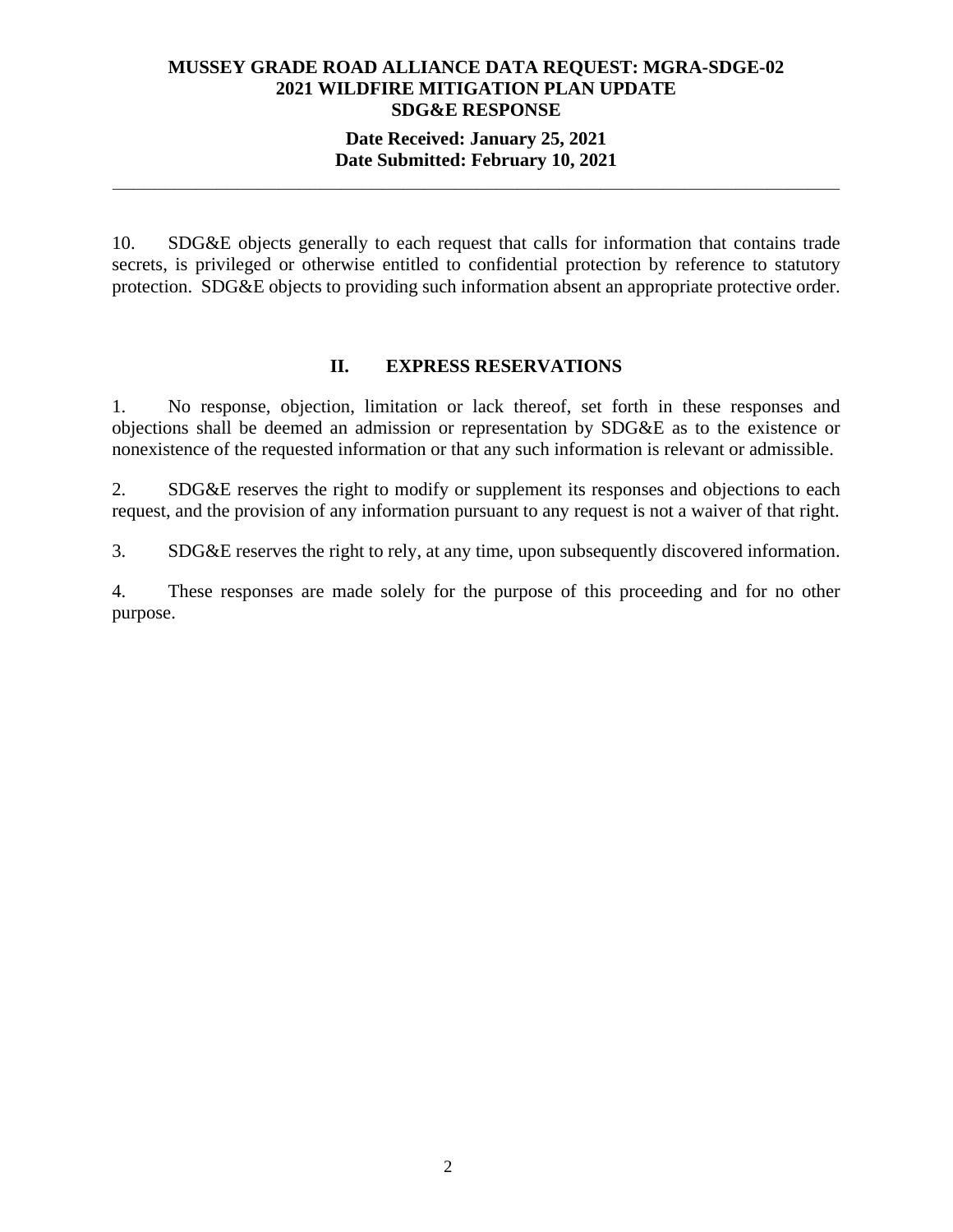10. SDG&E objects generally to each request that calls for information that contains trade secrets, is privileged or otherwise entitled to confidential protection by reference to statutory protection. SDG&E objects to providing such information absent an appropriate protective order.

## II. EXPRESS RESERVATIONS

1. No response, objection, limitation or lack thereof, set forth in these responses and objections shall be deemed an admission or representation by SDG&E as to the existence or nonexistence of the requested information or that any such information is relevant or admissible.

2. SDG&E reserves the right to modify or supplement its responses and objections to each request, and the provision of any information pursuant to any request is not a waiver of that right.

3. SDG&E reserves the right to rely, at any time, upon subsequently discovered information.

4. These responses are made solely for the purpose of this proceeding and for no other purpose.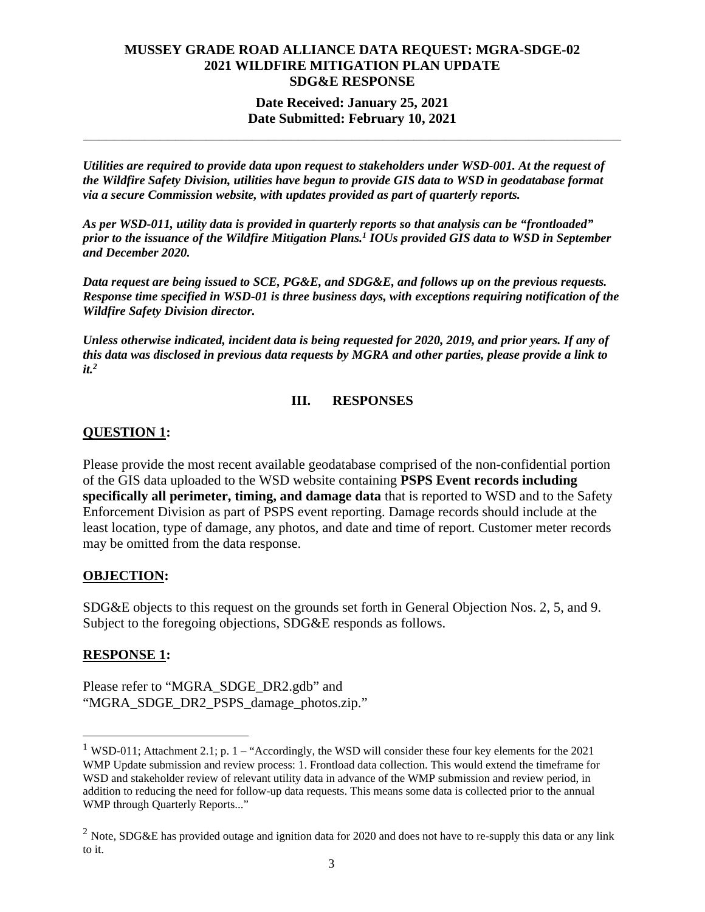**MUSSEY GRADE ROAD ALLIANCE DATA REQUEST: MGRA-SDGE-02**
**2021 WILDFIRE MITIGATION PLAN UPDATE**
**SDG&E RESPONSE**

**Date Received: January 25, 2021**
**Date Submitted: February 10, 2021**

---

***Utilities are required to provide data upon request to stakeholders under WSD-001. At the request of the Wildfire Safety Division, utilities have begun to provide GIS data to WSD in geodatabase format via a secure Commission website, with updates provided as part of quarterly reports.***

***As per WSD-011, utility data is provided in quarterly reports so that analysis can be "frontloaded" prior to the issuance of the Wildfire Mitigation Plans.[1] IOUs provided GIS data to WSD in September and December 2020.***

***Data request are being issued to SCE, PG&E, and SDG&E, and follows up on the previous requests. Response time specified in WSD-01 is three business days, with exceptions requiring notification of the Wildfire Safety Division director.***

***Unless otherwise indicated, incident data is being requested for 2020, 2019, and prior years. If any of this data was disclosed in previous data requests by MGRA and other parties, please provide a link to it.[2]***

## III. RESPONSES

### QUESTION 1:

Please provide the most recent available geodatabase comprised of the non-confidential portion of the GIS data uploaded to the WSD website containing **PSPS Event records including specifically all perimeter, timing, and damage data** that is reported to WSD and to the Safety Enforcement Division as part of PSPS event reporting. Damage records should include at the least location, type of damage, any photos, and date and time of report. Customer meter records may be omitted from the data response.

### OBJECTION:

SDG&E objects to this request on the grounds set forth in General Objection Nos. 2, 5, and 9. Subject to the foregoing objections, SDG&E responds as follows.

### RESPONSE 1:

Please refer to "MGRA_SDGE_DR2.gdb" and "MGRA_SDGE_DR2_PSPS_damage_photos.zip."

---

[1] WSD-011; Attachment 2.1; p. 1 – "Accordingly, the WSD will consider these four key elements for the 2021 WMP Update submission and review process: 1. Frontload data collection. This would extend the timeframe for WSD and stakeholder review of relevant utility data in advance of the WMP submission and review period, in addition to reducing the need for follow-up data requests. This means some data is collected prior to the annual WMP through Quarterly Reports..."

[2] Note, SDG&E has provided outage and ignition data for 2020 and does not have to re-supply this data or any link to it.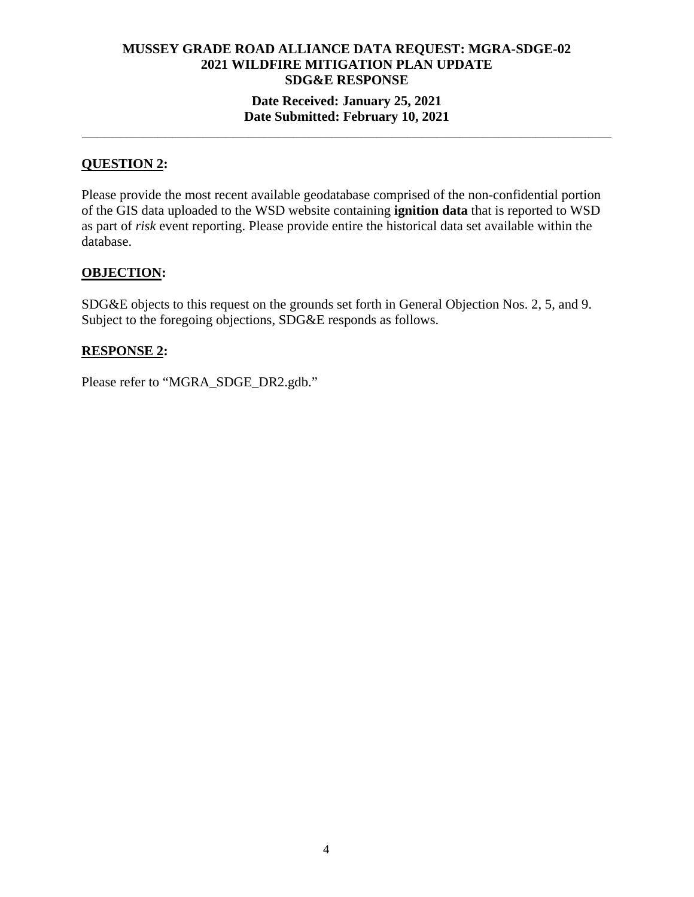**MUSSEY GRADE ROAD ALLIANCE DATA REQUEST: MGRA-SDGE-02**
**2021 WILDFIRE MITIGATION PLAN UPDATE**
**SDG&E RESPONSE**

**Date Received: January 25, 2021**
**Date Submitted: February 10, 2021**

---

## QUESTION 2:

Please provide the most recent available geodatabase comprised of the non-confidential portion of the GIS data uploaded to the WSD website containing **ignition data** that is reported to WSD as part of *risk* event reporting. Please provide entire the historical data set available within the database.

## OBJECTION:

SDG&E objects to this request on the grounds set forth in General Objection Nos. 2, 5, and 9. Subject to the foregoing objections, SDG&E responds as follows.

## RESPONSE 2:

Please refer to "MGRA_SDGE_DR2.gdb."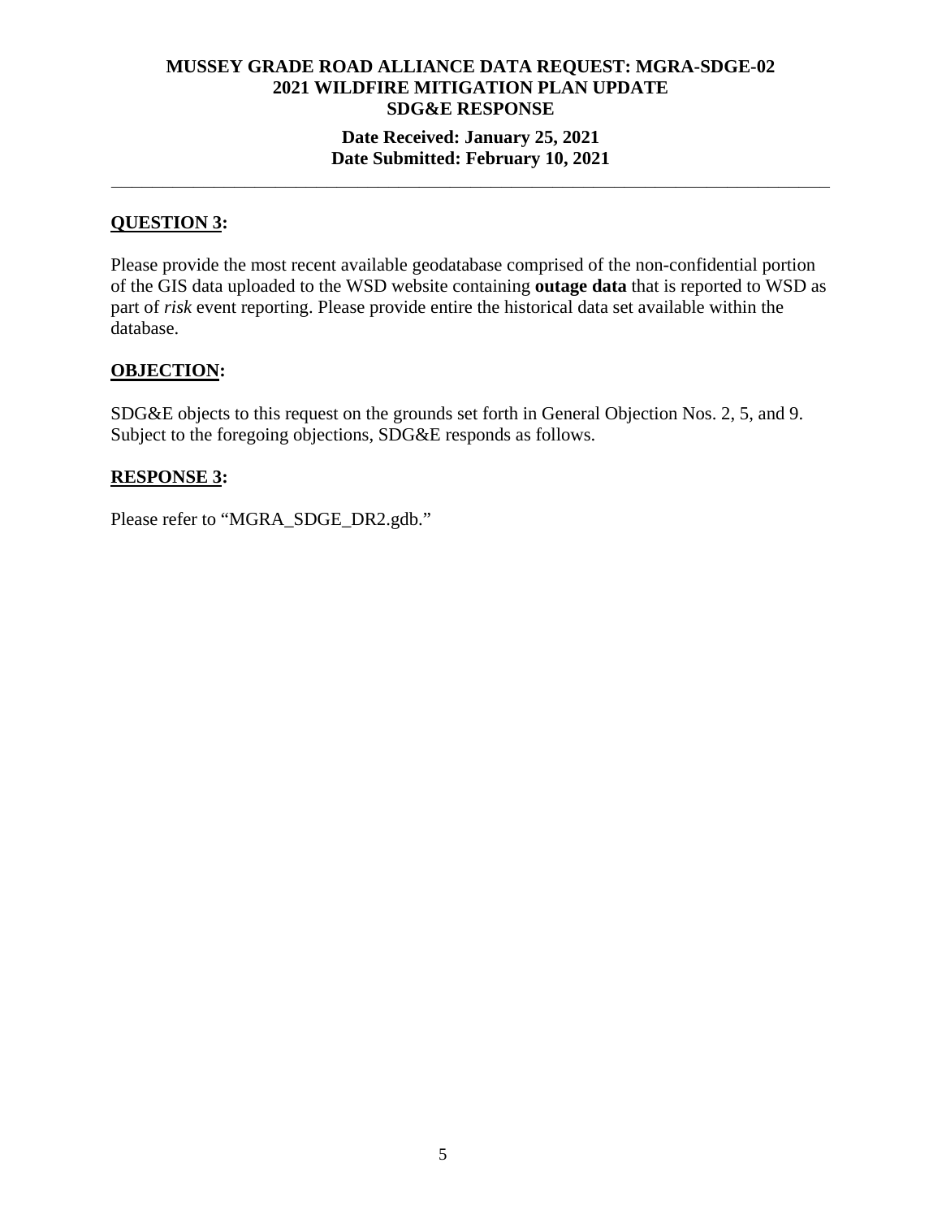**MUSSEY GRADE ROAD ALLIANCE DATA REQUEST: MGRA-SDGE-02**
**2021 WILDFIRE MITIGATION PLAN UPDATE**
**SDG&E RESPONSE**

**Date Received: January 25, 2021**
**Date Submitted: February 10, 2021**

---

## QUESTION 3:

Please provide the most recent available geodatabase comprised of the non-confidential portion of the GIS data uploaded to the WSD website containing **outage data** that is reported to WSD as part of *risk* event reporting. Please provide entire the historical data set available within the database.

## OBJECTION:

SDG&E objects to this request on the grounds set forth in General Objection Nos. 2, 5, and 9. Subject to the foregoing objections, SDG&E responds as follows.

## RESPONSE 3:

Please refer to "MGRA_SDGE_DR2.gdb."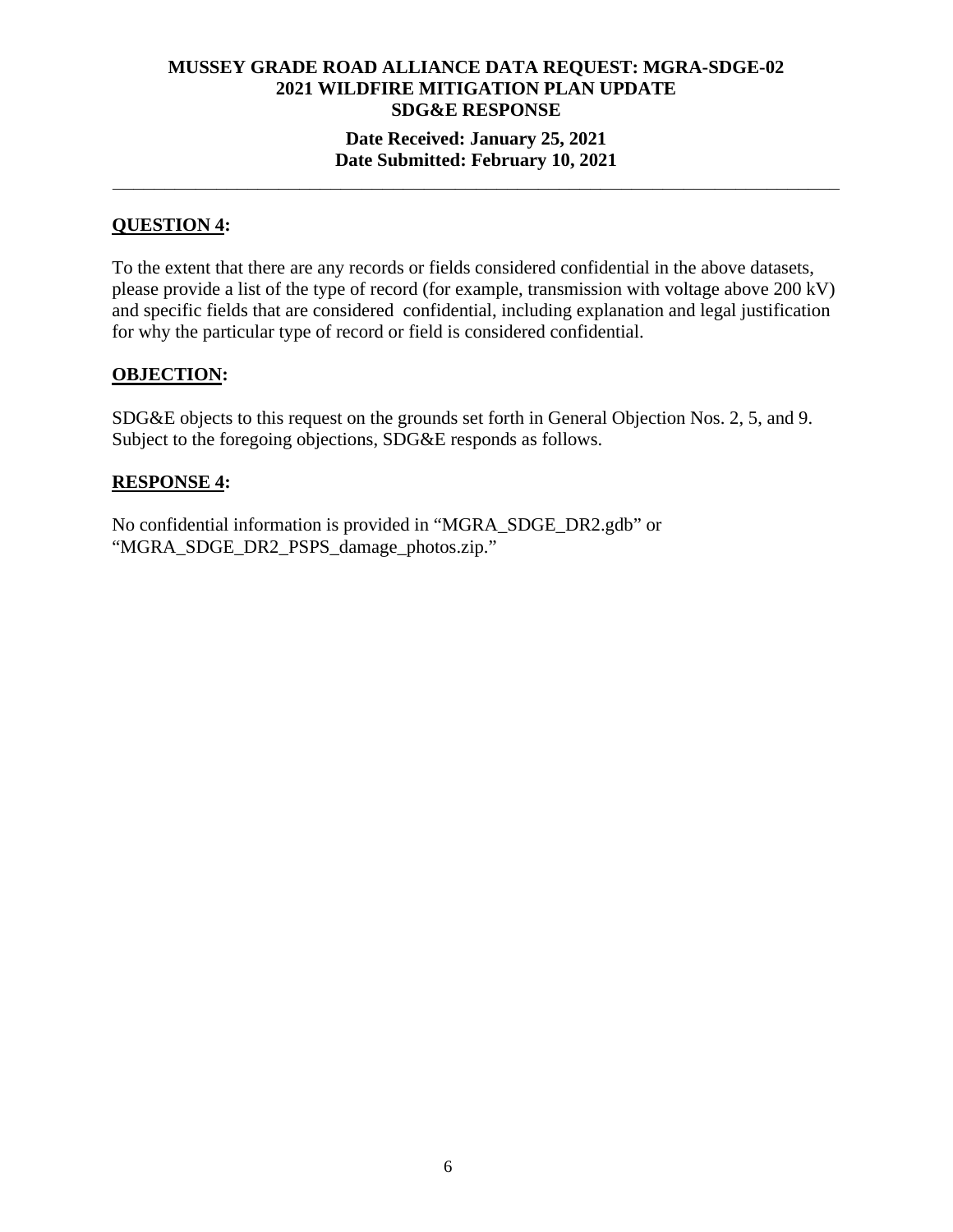**MUSSEY GRADE ROAD ALLIANCE DATA REQUEST: MGRA-SDGE-02**
**2021 WILDFIRE MITIGATION PLAN UPDATE**
**SDG&E RESPONSE**

**Date Received: January 25, 2021**
**Date Submitted: February 10, 2021**

---

**QUESTION 4:**

To the extent that there are any records or fields considered confidential in the above datasets, please provide a list of the type of record (for example, transmission with voltage above 200 kV) and specific fields that are considered confidential, including explanation and legal justification for why the particular type of record or field is considered confidential.

**OBJECTION:**

SDG&E objects to this request on the grounds set forth in General Objection Nos. 2, 5, and 9. Subject to the foregoing objections, SDG&E responds as follows.

**RESPONSE 4:**

No confidential information is provided in "MGRA_SDGE_DR2.gdb" or "MGRA_SDGE_DR2_PSPS_damage_photos.zip."